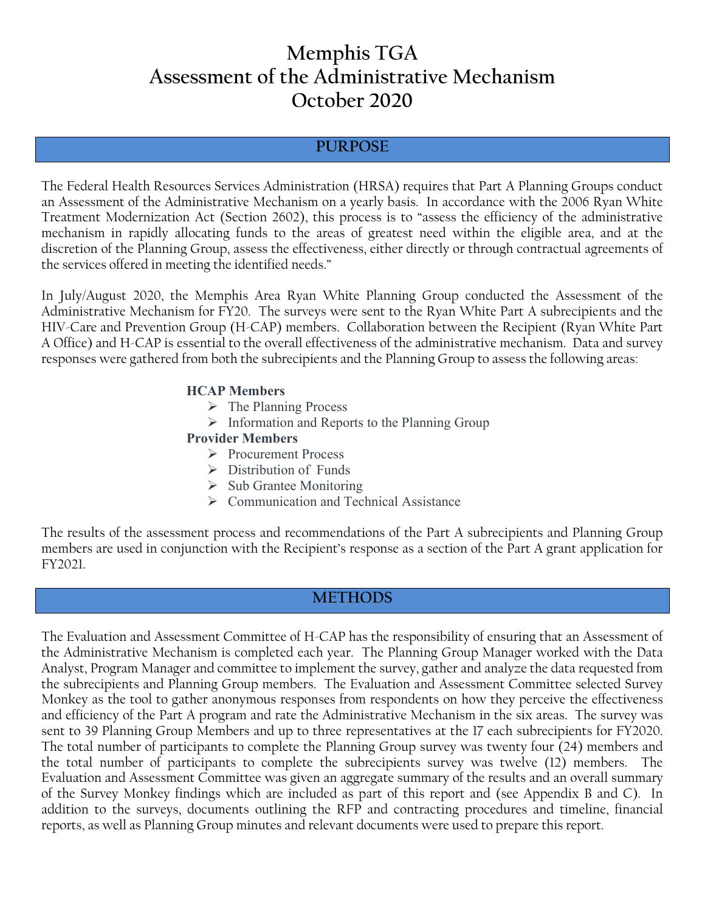# Memphis TGA
# Assessment of the Administrative Mechanism
# October 2020

## PURPOSE

The Federal Health Resources Services Administration (HRSA) requires that Part A Planning Groups conduct an Assessment of the Administrative Mechanism on a yearly basis. In accordance with the 2006 Ryan White Treatment Modernization Act (Section 2602), this process is to "assess the efficiency of the administrative mechanism in rapidly allocating funds to the areas of greatest need within the eligible area, and at the discretion of the Planning Group, assess the effectiveness, either directly or through contractual agreements of the services offered in meeting the identified needs."

In July/August 2020, the Memphis Area Ryan White Planning Group conducted the Assessment of the Administrative Mechanism for FY20. The surveys were sent to the Ryan White Part A subrecipients and the HIV-Care and Prevention Group (H-CAP) members. Collaboration between the Recipient (Ryan White Part A Office) and H-CAP is essential to the overall effectiveness of the administrative mechanism. Data and survey responses were gathered from both the subrecipients and the Planning Group to assess the following areas:

**HCAP Members**

- The Planning Process
- Information and Reports to the Planning Group

**Provider Members**

- Procurement Process
- Distribution of Funds
- Sub Grantee Monitoring
- Communication and Technical Assistance

The results of the assessment process and recommendations of the Part A subrecipients and Planning Group members are used in conjunction with the Recipient's response as a section of the Part A grant application for FY2021.

## METHODS

The Evaluation and Assessment Committee of H-CAP has the responsibility of ensuring that an Assessment of the Administrative Mechanism is completed each year. The Planning Group Manager worked with the Data Analyst, Program Manager and committee to implement the survey, gather and analyze the data requested from the subrecipients and Planning Group members. The Evaluation and Assessment Committee selected Survey Monkey as the tool to gather anonymous responses from respondents on how they perceive the effectiveness and efficiency of the Part A program and rate the Administrative Mechanism in the six areas. The survey was sent to 39 Planning Group Members and up to three representatives at the 17 each subrecipients for FY2020. The total number of participants to complete the Planning Group survey was twenty four (24) members and the total number of participants to complete the subrecipients survey was twelve (12) members. The Evaluation and Assessment Committee was given an aggregate summary of the results and an overall summary of the Survey Monkey findings which are included as part of this report and (see Appendix B and C). In addition to the surveys, documents outlining the RFP and contracting procedures and timeline, financial reports, as well as Planning Group minutes and relevant documents were used to prepare this report.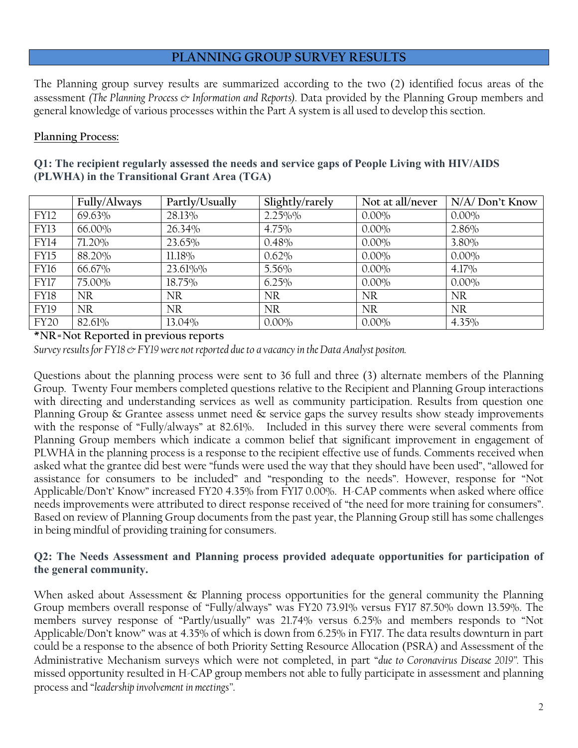## PLANNING GROUP SURVEY RESULTS

The Planning group survey results are summarized according to the two (2) identified focus areas of the assessment *(The Planning Process & Information and Reports)*. Data provided by the Planning Group members and general knowledge of various processes within the Part A system is all used to develop this section.

### Planning Process:

**Q1: The recipient regularly assessed the needs and service gaps of People Living with HIV/AIDS (PLWHA) in the Transitional Grant Area (TGA)**

| | Fully/Always | Partly/Usually | Slightly/rarely | Not at all/never | N/A/ Don't Know |
|---|---|---|---|---|---|
| FY12 | 69.63% | 28.13% | 2.25%% | 0.00% | 0.00% |
| FY13 | 66.00% | 26.34% | 4.75% | 0.00% | 2.86% |
| FY14 | 71.20% | 23.65% | 0.48% | 0.00% | 3.80% |
| FY15 | 88.20% | 11.18% | 0.62% | 0.00% | 0.00% |
| FY16 | 66.67% | 23.61%% | 5.56% | 0.00% | 4.17% |
| FY17 | 75.00% | 18.75% | 6.25% | 0.00% | 0.00% |
| FY18 | NR | NR | NR | NR | NR |
| FY19 | NR | NR | NR | NR | NR |
| FY20 | 82.61% | 13.04% | 0.00% | 0.00% | 4.35% |

**\*NR=Not Reported in previous reports**

*Survey results for FY18 & FY19 were not reported due to a vacancy in the Data Analyst positon.*

Questions about the planning process were sent to 36 full and three (3) alternate members of the Planning Group. Twenty Four members completed questions relative to the Recipient and Planning Group interactions with directing and understanding services as well as community participation. Results from question one Planning Group & Grantee assess unmet need & service gaps the survey results show steady improvements with the response of "Fully/always" at 82.61%. Included in this survey there were several comments from Planning Group members which indicate a common belief that significant improvement in engagement of PLWHA in the planning process is a response to the recipient effective use of funds. Comments received when asked what the grantee did best were "funds were used the way that they should have been used", "allowed for assistance for consumers to be included" and "responding to the needs". However, response for "Not Applicable/Don't' Know" increased FY20 4.35% from FY17 0.00%. H-CAP comments when asked where office needs improvements were attributed to direct response received of "the need for more training for consumers". Based on review of Planning Group documents from the past year, the Planning Group still has some challenges in being mindful of providing training for consumers.

**Q2: The Needs Assessment and Planning process provided adequate opportunities for participation of the general community.**

When asked about Assessment & Planning process opportunities for the general community the Planning Group members overall response of "Fully/always" was FY20 73.91% versus FY17 87.50% down 13.59%. The members survey response of "Partly/usually" was 21.74% versus 6.25% and members responds to "Not Applicable/Don't know" was at 4.35% of which is down from 6.25% in FY17. The data results downturn in part could be a response to the absence of both Priority Setting Resource Allocation (PSRA) and Assessment of the Administrative Mechanism surveys which were not completed, in part "*due to Coronavirus Disease 2019*". This missed opportunity resulted in H-CAP group members not able to fully participate in assessment and planning process and "*leadership involvement in meetings*".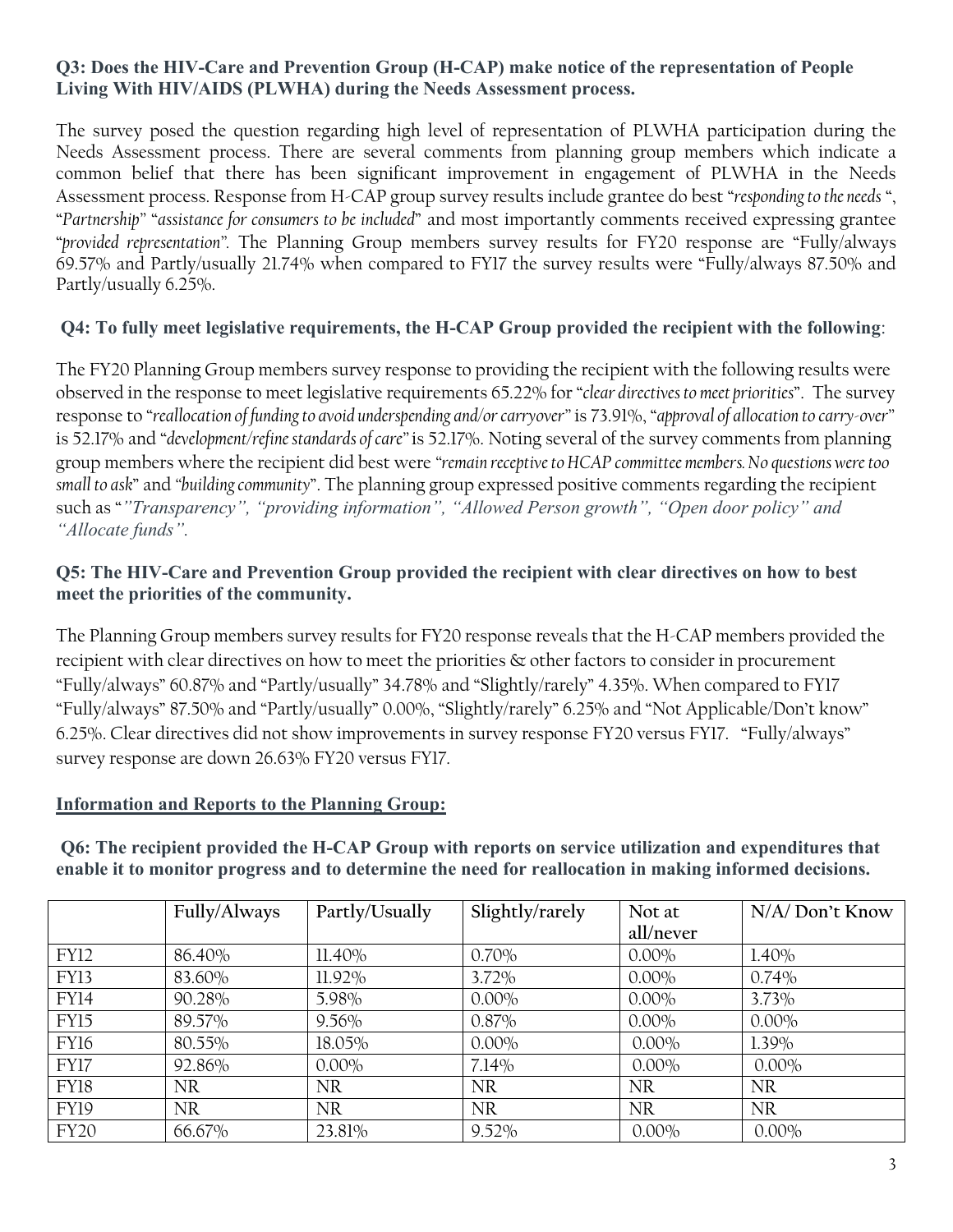**Q3: Does the HIV-Care and Prevention Group (H-CAP) make notice of the representation of People Living With HIV/AIDS (PLWHA) during the Needs Assessment process.**

The survey posed the question regarding high level of representation of PLWHA participation during the Needs Assessment process. There are several comments from planning group members which indicate a common belief that there has been significant improvement in engagement of PLWHA in the Needs Assessment process. Response from H-CAP group survey results include grantee do best "*responding to the needs* ", "*Partnership*" "*assistance for consumers to be included*" and most importantly comments received expressing grantee "*provided representation*". The Planning Group members survey results for FY20 response are "Fully/always 69.57% and Partly/usually 21.74% when compared to FY17 the survey results were "Fully/always 87.50% and Partly/usually 6.25%.

**Q4: To fully meet legislative requirements, the H-CAP Group provided the recipient with the following**:

The FY20 Planning Group members survey response to providing the recipient with the following results were observed in the response to meet legislative requirements 65.22% for "*clear directives to meet priorities*". The survey response to "*reallocation of funding to avoid underspending and/or carryover*" is 73.91%, "*approval of allocation to carry-over*" is 52.17% and "*development/refine standards of care*" is 52.17%. Noting several of the survey comments from planning group members where the recipient did best were "*remain receptive to HCAP committee members. No questions were too small to ask*" and "*building community*". The planning group expressed positive comments regarding the recipient such as "*"Transparency", "providing information", "Allowed Person growth", "Open door policy" and "Allocate funds".*

**Q5: The HIV-Care and Prevention Group provided the recipient with clear directives on how to best meet the priorities of the community.**

The Planning Group members survey results for FY20 response reveals that the H-CAP members provided the recipient with clear directives on how to meet the priorities & other factors to consider in procurement "Fully/always" 60.87% and "Partly/usually" 34.78% and "Slightly/rarely" 4.35%. When compared to FY17 "Fully/always" 87.50% and "Partly/usually" 0.00%, "Slightly/rarely" 6.25% and "Not Applicable/Don't know" 6.25%. Clear directives did not show improvements in survey response FY20 versus FY17. "Fully/always" survey response are down 26.63% FY20 versus FY17.

**<u>Information and Reports to the Planning Group:</u>**

**Q6: The recipient provided the H-CAP Group with reports on service utilization and expenditures that enable it to monitor progress and to determine the need for reallocation in making informed decisions.**

| | Fully/Always | Partly/Usually | Slightly/rarely | Not at all/never | N/A/ Don't Know |
|---|---|---|---|---|---|
| FY12 | 86.40% | 11.40% | 0.70% | 0.00% | 1.40% |
| FY13 | 83.60% | 11.92% | 3.72% | 0.00% | 0.74% |
| FY14 | 90.28% | 5.98% | 0.00% | 0.00% | 3.73% |
| FY15 | 89.57% | 9.56% | 0.87% | 0.00% | 0.00% |
| FY16 | 80.55% | 18.05% | 0.00% | 0.00% | 1.39% |
| FY17 | 92.86% | 0.00% | 7.14% | 0.00% | 0.00% |
| FY18 | NR | NR | NR | NR | NR |
| FY19 | NR | NR | NR | NR | NR |
| FY20 | 66.67% | 23.81% | 9.52% | 0.00% | 0.00% |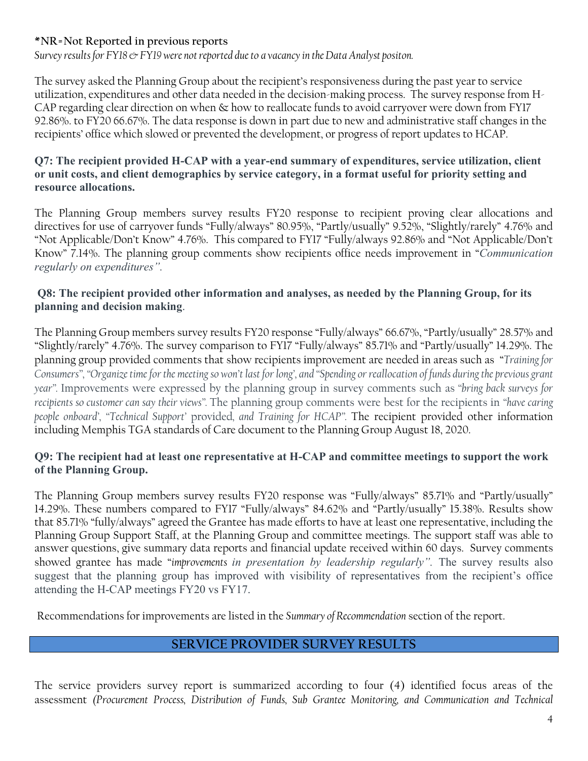**\*NR=Not Reported in previous reports**

*Survey results for FY18 & FY19 were not reported due to a vacancy in the Data Analyst positon.*

The survey asked the Planning Group about the recipient's responsiveness during the past year to service utilization, expenditures and other data needed in the decision-making process. The survey response from H-CAP regarding clear direction on when & how to reallocate funds to avoid carryover were down from FY17 92.86%. to FY20 66.67%. The data response is down in part due to new and administrative staff changes in the recipients' office which slowed or prevented the development, or progress of report updates to HCAP.

**Q7: The recipient provided H-CAP with a year-end summary of expenditures, service utilization, client or unit costs, and client demographics by service category, in a format useful for priority setting and resource allocations.**

The Planning Group members survey results FY20 response to recipient proving clear allocations and directives for use of carryover funds "Fully/always" 80.95%, "Partly/usually" 9.52%, "Slightly/rarely" 4.76% and "Not Applicable/Don't Know" 4.76%. This compared to FY17 "Fully/always 92.86% and "Not Applicable/Don't Know" 7.14%. The planning group comments show recipients office needs improvement in "*Communication regularly on expenditures"*.

**Q8: The recipient provided other information and analyses, as needed by the Planning Group, for its planning and decision making**.

The Planning Group members survey results FY20 response "Fully/always" 66.67%, "Partly/usually" 28.57% and "Slightly/rarely" 4.76%. The survey comparison to FY17 "Fully/always" 85.71% and "Partly/usually" 14.29%. The planning group provided comments that show recipients improvement are needed in areas such as "*Training for Consumers", "Organize time for the meeting so won't last for long', and "Spending or reallocation of funds during the previous grant year".* Improvements were expressed by the planning group in survey comments such as *"bring back surveys for recipients so customer can say their views".* The planning group comments were best for the recipients in *"have caring people onboard', "Technical Support'* provided*, and Training for HCAP".* The recipient provided other information including Memphis TGA standards of Care document to the Planning Group August 18, 2020.

**Q9: The recipient had at least one representative at H-CAP and committee meetings to support the work of the Planning Group.**

The Planning Group members survey results FY20 response was "Fully/always" 85.71% and "Partly/usually" 14.29%. These numbers compared to FY17 "Fully/always" 84.62% and "Partly/usually" 15.38%. Results show that 85.71% "fully/always" agreed the Grantee has made efforts to have at least one representative, including the Planning Group Support Staff, at the Planning Group and committee meetings. The support staff was able to answer questions, give summary data reports and financial update received within 60 days. Survey comments showed grantee has made "*improvements in presentation by leadership regularly"*. The survey results also suggest that the planning group has improved with visibility of representatives from the recipient's office attending the H-CAP meetings FY20 vs FY17.

Recommendations for improvements are listed in the *Summary of Recommendation* section of the report.

## SERVICE PROVIDER SURVEY RESULTS

The service providers survey report is summarized according to four (4) identified focus areas of the assessment *(Procurement Process, Distribution of Funds, Sub Grantee Monitoring, and Communication and Technical*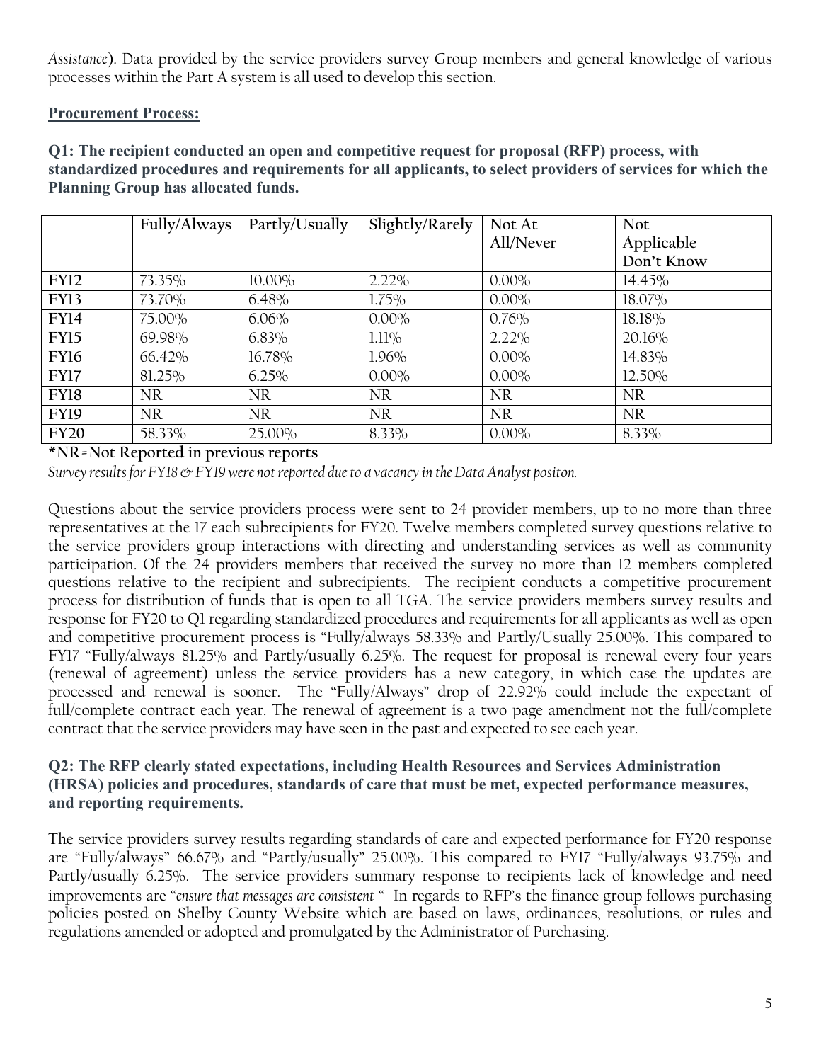*Assistance*). Data provided by the service providers survey Group members and general knowledge of various processes within the Part A system is all used to develop this section.

**<u>Procurement Process:</u>**

**Q1: The recipient conducted an open and competitive request for proposal (RFP) process, with standardized procedures and requirements for all applicants, to select providers of services for which the Planning Group has allocated funds.**

| | Fully/Always | Partly/Usually | Slightly/Rarely | Not At All/Never | Not Applicable Don't Know |
|---|---|---|---|---|---|
| FY12 | 73.35% | 10.00% | 2.22% | 0.00% | 14.45% |
| FY13 | 73.70% | 6.48% | 1.75% | 0.00% | 18.07% |
| FY14 | 75.00% | 6.06% | 0.00% | 0.76% | 18.18% |
| FY15 | 69.98% | 6.83% | 1.11% | 2.22% | 20.16% |
| FY16 | 66.42% | 16.78% | 1.96% | 0.00% | 14.83% |
| FY17 | 81.25% | 6.25% | 0.00% | 0.00% | 12.50% |
| FY18 | NR | NR | NR | NR | NR |
| FY19 | NR | NR | NR | NR | NR |
| FY20 | 58.33% | 25.00% | 8.33% | 0.00% | 8.33% |

**\*NR=Not Reported in previous reports**

*Survey results for FY18 & FY19 were not reported due to a vacancy in the Data Analyst positon.*

Questions about the service providers process were sent to 24 provider members, up to no more than three representatives at the 17 each subrecipients for FY20. Twelve members completed survey questions relative to the service providers group interactions with directing and understanding services as well as community participation. Of the 24 providers members that received the survey no more than 12 members completed questions relative to the recipient and subrecipients. The recipient conducts a competitive procurement process for distribution of funds that is open to all TGA. The service providers members survey results and response for FY20 to Q1 regarding standardized procedures and requirements for all applicants as well as open and competitive procurement process is "Fully/always 58.33% and Partly/Usually 25.00%. This compared to FY17 "Fully/always 81.25% and Partly/usually 6.25%. The request for proposal is renewal every four years (renewal of agreement) unless the service providers has a new category, in which case the updates are processed and renewal is sooner. The "Fully/Always" drop of 22.92% could include the expectant of full/complete contract each year. The renewal of agreement is a two page amendment not the full/complete contract that the service providers may have seen in the past and expected to see each year.

**Q2: The RFP clearly stated expectations, including Health Resources and Services Administration (HRSA) policies and procedures, standards of care that must be met, expected performance measures, and reporting requirements.**

The service providers survey results regarding standards of care and expected performance for FY20 response are "Fully/always" 66.67% and "Partly/usually" 25.00%. This compared to FY17 "Fully/always 93.75% and Partly/usually 6.25%. The service providers summary response to recipients lack of knowledge and need improvements are "*ensure that messages are consistent* " In regards to RFP's the finance group follows purchasing policies posted on Shelby County Website which are based on laws, ordinances, resolutions, or rules and regulations amended or adopted and promulgated by the Administrator of Purchasing.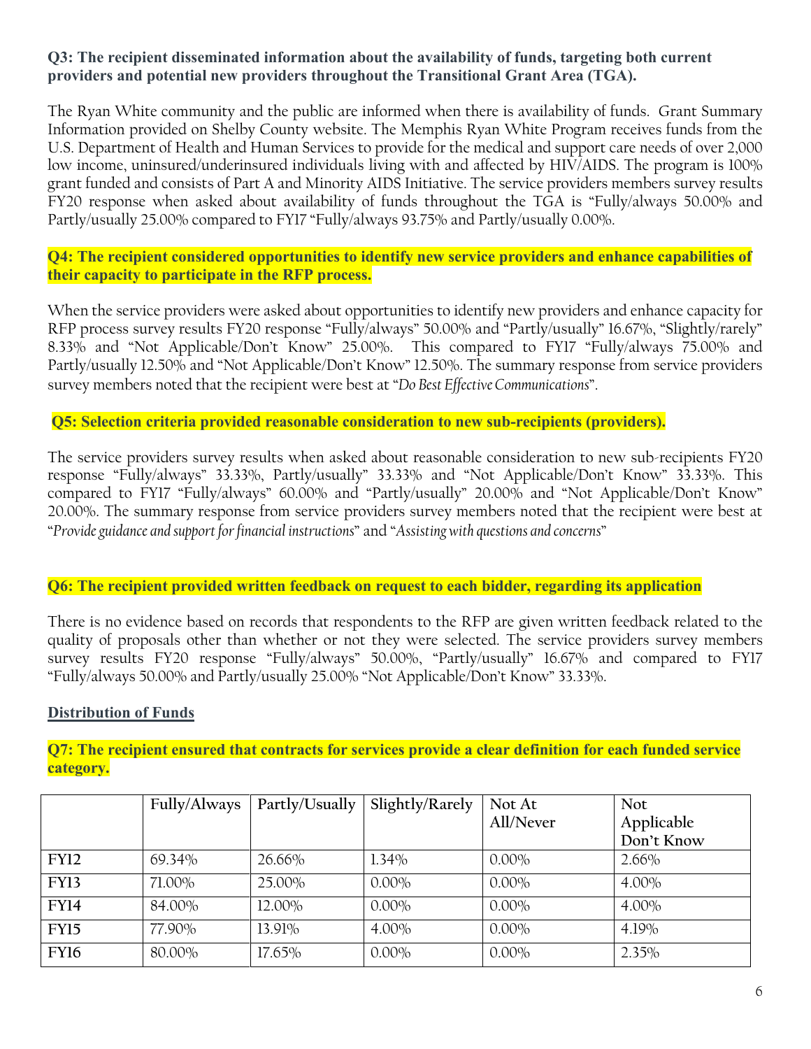**Q3: The recipient disseminated information about the availability of funds, targeting both current providers and potential new providers throughout the Transitional Grant Area (TGA).**

The Ryan White community and the public are informed when there is availability of funds. Grant Summary Information provided on Shelby County website. The Memphis Ryan White Program receives funds from the U.S. Department of Health and Human Services to provide for the medical and support care needs of over 2,000 low income, uninsured/underinsured individuals living with and affected by HIV/AIDS. The program is 100% grant funded and consists of Part A and Minority AIDS Initiative. The service providers members survey results FY20 response when asked about availability of funds throughout the TGA is "Fully/always 50.00% and Partly/usually 25.00% compared to FY17 "Fully/always 93.75% and Partly/usually 0.00%.

**Q4: The recipient considered opportunities to identify new service providers and enhance capabilities of their capacity to participate in the RFP process.**

When the service providers were asked about opportunities to identify new providers and enhance capacity for RFP process survey results FY20 response "Fully/always" 50.00% and "Partly/usually" 16.67%, "Slightly/rarely" 8.33% and "Not Applicable/Don't Know" 25.00%. This compared to FY17 "Fully/always 75.00% and Partly/usually 12.50% and "Not Applicable/Don't Know" 12.50%. The summary response from service providers survey members noted that the recipient were best at "*Do Best Effective Communications*".

**Q5: Selection criteria provided reasonable consideration to new sub-recipients (providers).**

The service providers survey results when asked about reasonable consideration to new sub-recipients FY20 response "Fully/always" 33.33%, Partly/usually" 33.33% and "Not Applicable/Don't Know" 33.33%. This compared to FY17 "Fully/always" 60.00% and "Partly/usually" 20.00% and "Not Applicable/Don't Know" 20.00%. The summary response from service providers survey members noted that the recipient were best at "*Provide guidance and support for financial instructions*" and "*Assisting with questions and concerns*"

**Q6: The recipient provided written feedback on request to each bidder, regarding its application**

There is no evidence based on records that respondents to the RFP are given written feedback related to the quality of proposals other than whether or not they were selected. The service providers survey members survey results FY20 response "Fully/always" 50.00%, "Partly/usually" 16.67% and compared to FY17 "Fully/always 50.00% and Partly/usually 25.00% "Not Applicable/Don't Know" 33.33%.

**Distribution of Funds**

**Q7: The recipient ensured that contracts for services provide a clear definition for each funded service category.**

| | Fully/Always | Partly/Usually | Slightly/Rarely | Not At All/Never | Not Applicable Don't Know |
|---|---|---|---|---|---|
| FY12 | 69.34% | 26.66% | 1.34% | 0.00% | 2.66% |
| FY13 | 71.00% | 25.00% | 0.00% | 0.00% | 4.00% |
| FY14 | 84.00% | 12.00% | 0.00% | 0.00% | 4.00% |
| FY15 | 77.90% | 13.91% | 4.00% | 0.00% | 4.19% |
| FY16 | 80.00% | 17.65% | 0.00% | 0.00% | 2.35% |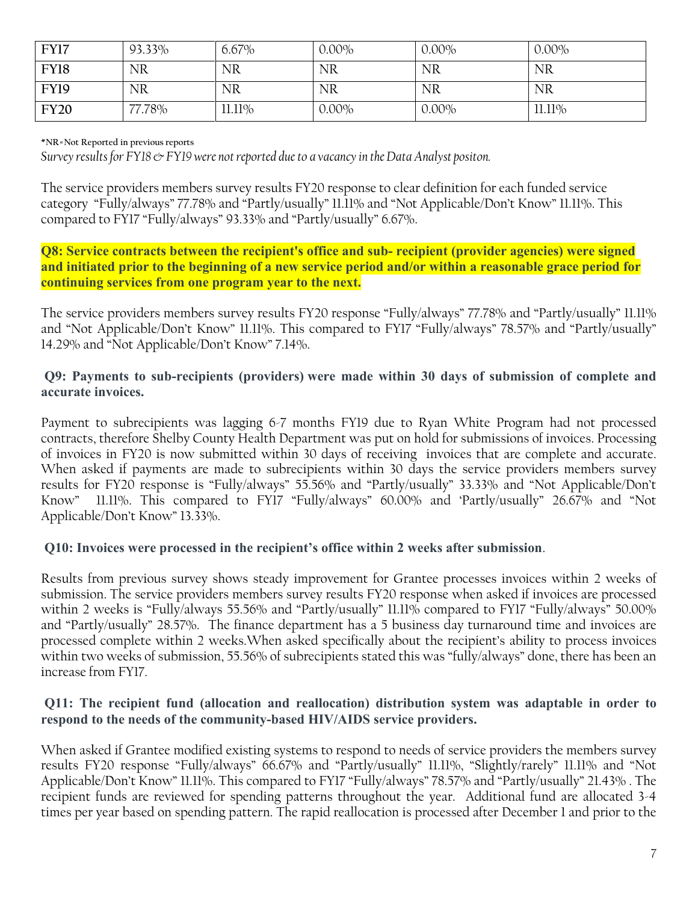| FY17 | 93.33% | 6.67% | 0.00% | 0.00% | 0.00% |
|---|---|---|---|---|---|
| FY18 | NR | NR | NR | NR | NR |
| FY19 | NR | NR | NR | NR | NR |
| FY20 | 77.78% | 11.11% | 0.00% | 0.00% | 11.11% |

*NR=Not Reported in previous reports

*Survey results for FY18 & FY19 were not reported due to a vacancy in the Data Analyst positon.*

The service providers members survey results FY20 response to clear definition for each funded service category "Fully/always" 77.78% and "Partly/usually" 11.11% and "Not Applicable/Don't Know" 11.11%. This compared to FY17 "Fully/always" 93.33% and "Partly/usually" 6.67%.

**Q8: Service contracts between the recipient's office and sub- recipient (provider agencies) were signed and initiated prior to the beginning of a new service period and/or within a reasonable grace period for continuing services from one program year to the next.**

The service providers members survey results FY20 response "Fully/always" 77.78% and "Partly/usually" 11.11% and "Not Applicable/Don't Know" 11.11%. This compared to FY17 "Fully/always" 78.57% and "Partly/usually" 14.29% and "Not Applicable/Don't Know" 7.14%.

**Q9: Payments to sub-recipients (providers) were made within 30 days of submission of complete and accurate invoices.**

Payment to subrecipients was lagging 6-7 months FY19 due to Ryan White Program had not processed contracts, therefore Shelby County Health Department was put on hold for submissions of invoices. Processing of invoices in FY20 is now submitted within 30 days of receiving invoices that are complete and accurate. When asked if payments are made to subrecipients within 30 days the service providers members survey results for FY20 response is "Fully/always" 55.56% and "Partly/usually" 33.33% and "Not Applicable/Don't Know" 11.11%. This compared to FY17 "Fully/always" 60.00% and 'Partly/usually" 26.67% and "Not Applicable/Don't Know" 13.33%.

**Q10: Invoices were processed in the recipient's office within 2 weeks after submission**.

Results from previous survey shows steady improvement for Grantee processes invoices within 2 weeks of submission. The service providers members survey results FY20 response when asked if invoices are processed within 2 weeks is "Fully/always 55.56% and "Partly/usually" 11.11% compared to FY17 "Fully/always" 50.00% and "Partly/usually" 28.57%. The finance department has a 5 business day turnaround time and invoices are processed complete within 2 weeks.When asked specifically about the recipient's ability to process invoices within two weeks of submission, 55.56% of subrecipients stated this was "fully/always" done, there has been an increase from FY17.

**Q11: The recipient fund (allocation and reallocation) distribution system was adaptable in order to respond to the needs of the community-based HIV/AIDS service providers.**

When asked if Grantee modified existing systems to respond to needs of service providers the members survey results FY20 response "Fully/always" 66.67% and "Partly/usually" 11.11%, "Slightly/rarely" 11.11% and "Not Applicable/Don't Know" 11.11%. This compared to FY17 "Fully/always" 78.57% and "Partly/usually" 21.43% . The recipient funds are reviewed for spending patterns throughout the year. Additional fund are allocated 3-4 times per year based on spending pattern. The rapid reallocation is processed after December 1 and prior to the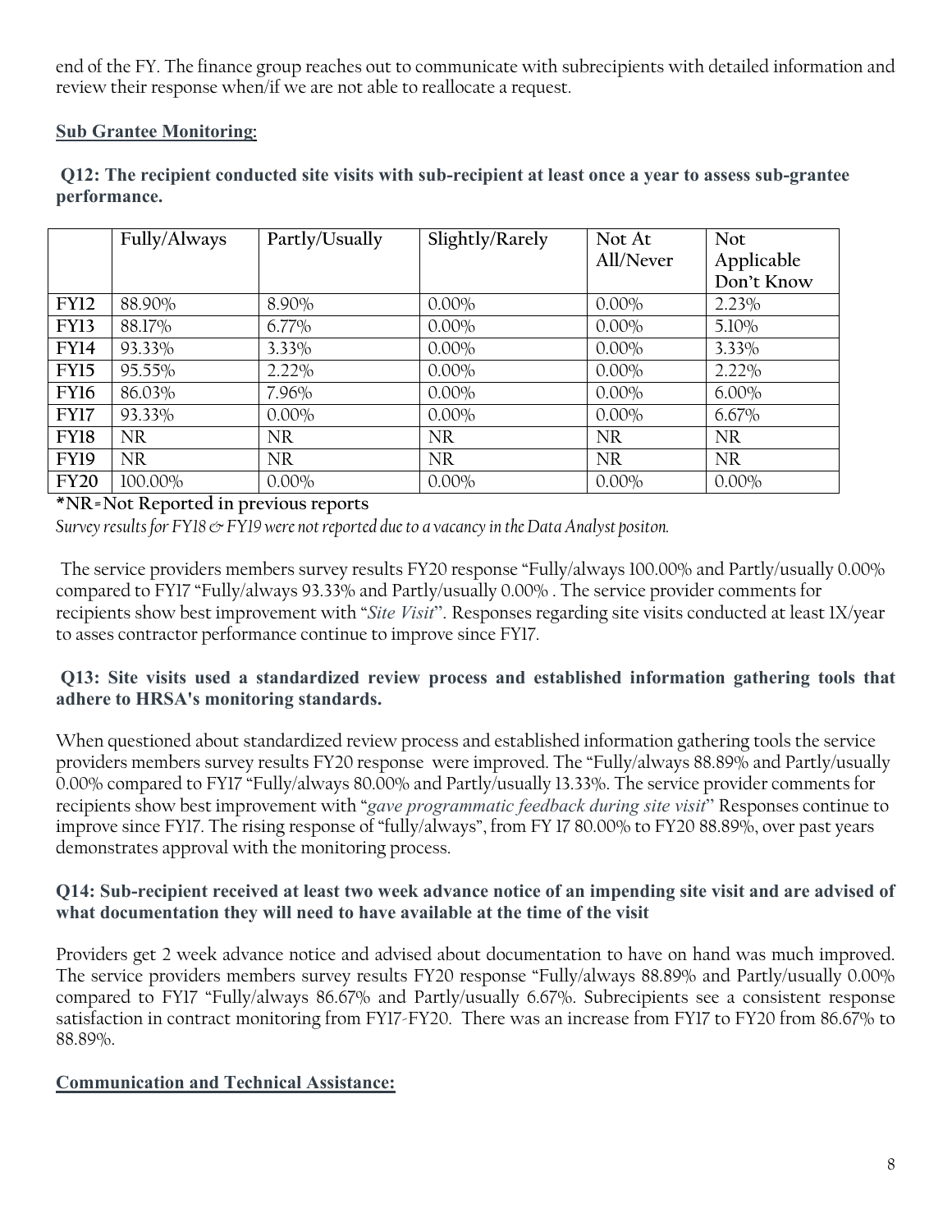end of the FY. The finance group reaches out to communicate with subrecipients with detailed information and review their response when/if we are not able to reallocate a request.

**Sub Grantee Monitoring:**

**Q12: The recipient conducted site visits with sub-recipient at least once a year to assess sub-grantee performance.**

| | Fully/Always | Partly/Usually | Slightly/Rarely | Not At All/Never | Not Applicable Don't Know |
|---|---|---|---|---|---|
| FY12 | 88.90% | 8.90% | 0.00% | 0.00% | 2.23% |
| FY13 | 88.17% | 6.77% | 0.00% | 0.00% | 5.10% |
| FY14 | 93.33% | 3.33% | 0.00% | 0.00% | 3.33% |
| FY15 | 95.55% | 2.22% | 0.00% | 0.00% | 2.22% |
| FY16 | 86.03% | 7.96% | 0.00% | 0.00% | 6.00% |
| FY17 | 93.33% | 0.00% | 0.00% | 0.00% | 6.67% |
| FY18 | NR | NR | NR | NR | NR |
| FY19 | NR | NR | NR | NR | NR |
| FY20 | 100.00% | 0.00% | 0.00% | 0.00% | 0.00% |

**\*NR=Not Reported in previous reports**

*Survey results for FY18 & FY19 were not reported due to a vacancy in the Data Analyst positon.*

The service providers members survey results FY20 response "Fully/always 100.00% and Partly/usually 0.00% compared to FY17 "Fully/always 93.33% and Partly/usually 0.00% . The service provider comments for recipients show best improvement with "*Site Visit*". Responses regarding site visits conducted at least 1X/year to asses contractor performance continue to improve since FY17.

**Q13: Site visits used a standardized review process and established information gathering tools that adhere to HRSA's monitoring standards.**

When questioned about standardized review process and established information gathering tools the service providers members survey results FY20 response were improved. The "Fully/always 88.89% and Partly/usually 0.00% compared to FY17 "Fully/always 80.00% and Partly/usually 13.33%. The service provider comments for recipients show best improvement with "*gave programmatic feedback during site visit*" Responses continue to improve since FY17. The rising response of "fully/always", from FY 17 80.00% to FY20 88.89%, over past years demonstrates approval with the monitoring process.

**Q14: Sub-recipient received at least two week advance notice of an impending site visit and are advised of what documentation they will need to have available at the time of the visit**

Providers get 2 week advance notice and advised about documentation to have on hand was much improved. The service providers members survey results FY20 response "Fully/always 88.89% and Partly/usually 0.00% compared to FY17 "Fully/always 86.67% and Partly/usually 6.67%. Subrecipients see a consistent response satisfaction in contract monitoring from FY17-FY20. There was an increase from FY17 to FY20 from 86.67% to 88.89%.

**Communication and Technical Assistance:**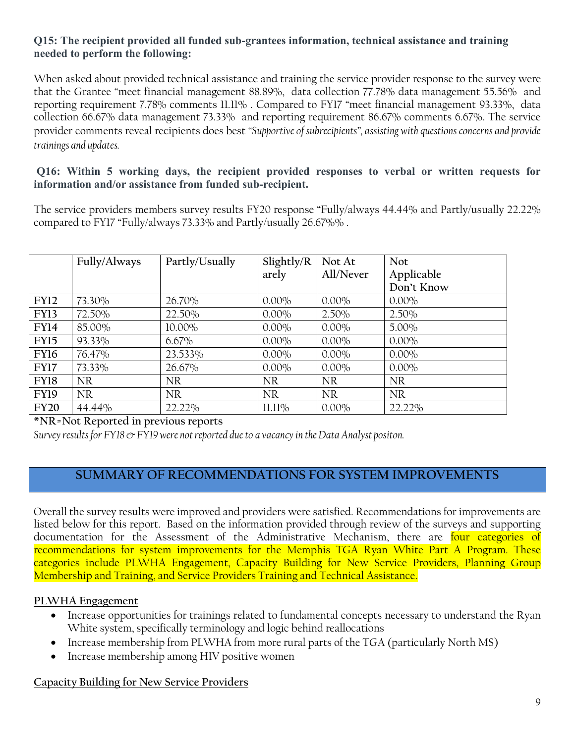**Q15: The recipient provided all funded sub-grantees information, technical assistance and training needed to perform the following:**

When asked about provided technical assistance and training the service provider response to the survey were that the Grantee "meet financial management 88.89%, data collection 77.78% data management 55.56% and reporting requirement 7.78% comments 11.11% . Compared to FY17 "meet financial management 93.33%, data collection 66.67% data management 73.33% and reporting requirement 86.67% comments 6.67%. The service provider comments reveal recipients does best *"Supportive of subrecipients", assisting with questions concerns and provide trainings and updates.*

**Q16: Within 5 working days, the recipient provided responses to verbal or written requests for information and/or assistance from funded sub-recipient.**

The service providers members survey results FY20 response "Fully/always 44.44% and Partly/usually 22.22% compared to FY17 "Fully/always 73.33% and Partly/usually 26.67%% .

| | Fully/Always | Partly/Usually | Slightly/Rarely | Not At All/Never | Not Applicable Don't Know |
|---|---|---|---|---|---|
| **FY12** | 73.30% | 26.70% | 0.00% | 0.00% | 0.00% |
| **FY13** | 72.50% | 22.50% | 0.00% | 2.50% | 2.50% |
| **FY14** | 85.00% | 10.00% | 0.00% | 0.00% | 5.00% |
| **FY15** | 93.33% | 6.67% | 0.00% | 0.00% | 0.00% |
| **FY16** | 76.47% | 23.533% | 0.00% | 0.00% | 0.00% |
| **FY17** | 73.33% | 26.67% | 0.00% | 0.00% | 0.00% |
| **FY18** | NR | NR | NR | NR | NR |
| **FY19** | NR | NR | NR | NR | NR |
| **FY20** | 44.44% | 22.22% | 11.11% | 0.00% | 22.22% |

**\*NR=Not Reported in previous reports**

*Survey results for FY18 & FY19 were not reported due to a vacancy in the Data Analyst positon.*

## SUMMARY OF RECOMMENDATIONS FOR SYSTEM IMPROVEMENTS

Overall the survey results were improved and providers were satisfied. Recommendations for improvements are listed below for this report. Based on the information provided through review of the surveys and supporting documentation for the Assessment of the Administrative Mechanism, there are four categories of recommendations for system improvements for the Memphis TGA Ryan White Part A Program. These categories include PLWHA Engagement, Capacity Building for New Service Providers, Planning Group Membership and Training, and Service Providers Training and Technical Assistance.

### PLWHA Engagement

- Increase opportunities for trainings related to fundamental concepts necessary to understand the Ryan White system, specifically terminology and logic behind reallocations
- Increase membership from PLWHA from more rural parts of the TGA (particularly North MS)
- Increase membership among HIV positive women

### Capacity Building for New Service Providers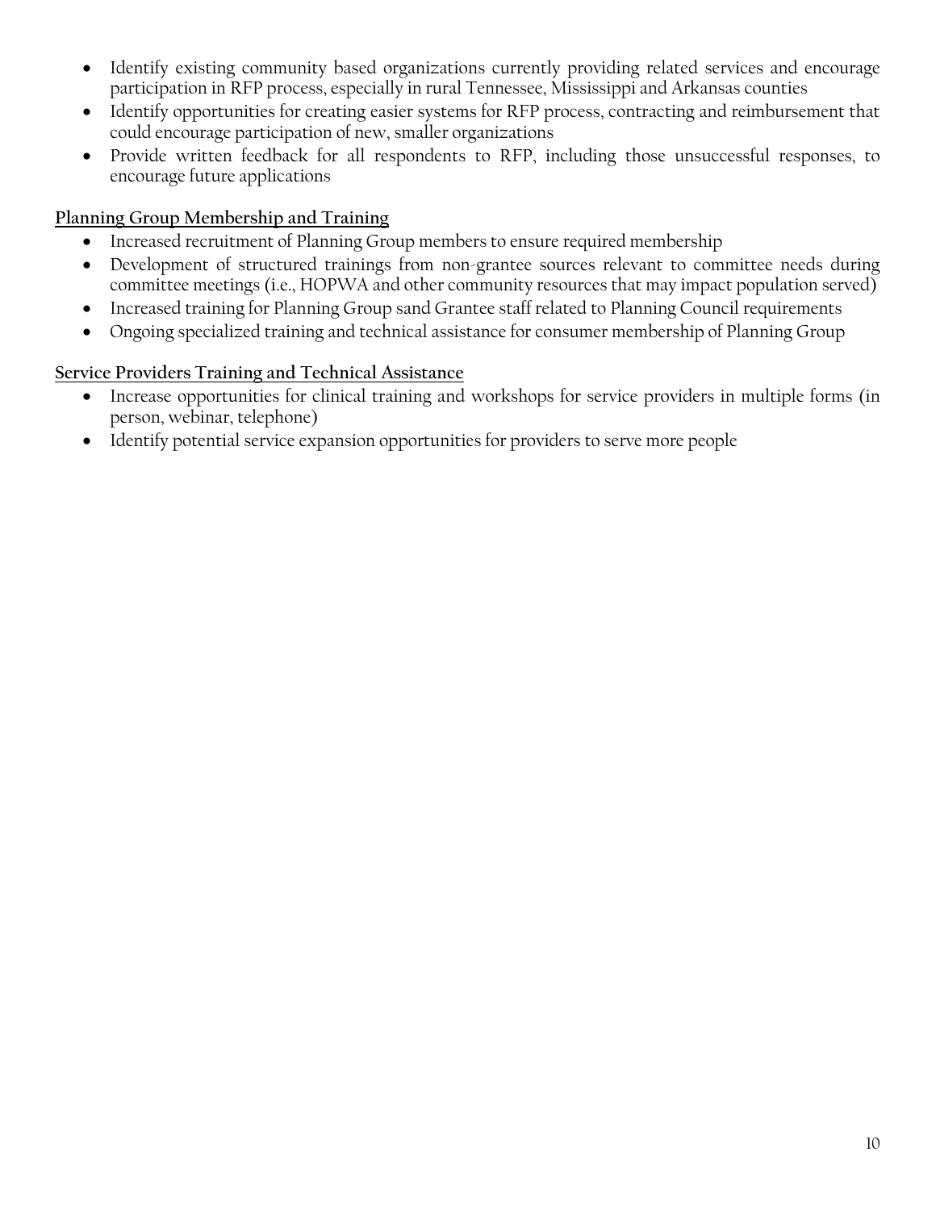- Identify existing community based organizations currently providing related services and encourage participation in RFP process, especially in rural Tennessee, Mississippi and Arkansas counties
- Identify opportunities for creating easier systems for RFP process, contracting and reimbursement that could encourage participation of new, smaller organizations
- Provide written feedback for all respondents to RFP, including those unsuccessful responses, to encourage future applications

**Planning Group Membership and Training**

- Increased recruitment of Planning Group members to ensure required membership
- Development of structured trainings from non-grantee sources relevant to committee needs during committee meetings (i.e., HOPWA and other community resources that may impact population served)
- Increased training for Planning Group sand Grantee staff related to Planning Council requirements
- Ongoing specialized training and technical assistance for consumer membership of Planning Group

**Service Providers Training and Technical Assistance**

- Increase opportunities for clinical training and workshops for service providers in multiple forms (in person, webinar, telephone)
- Identify potential service expansion opportunities for providers to serve more people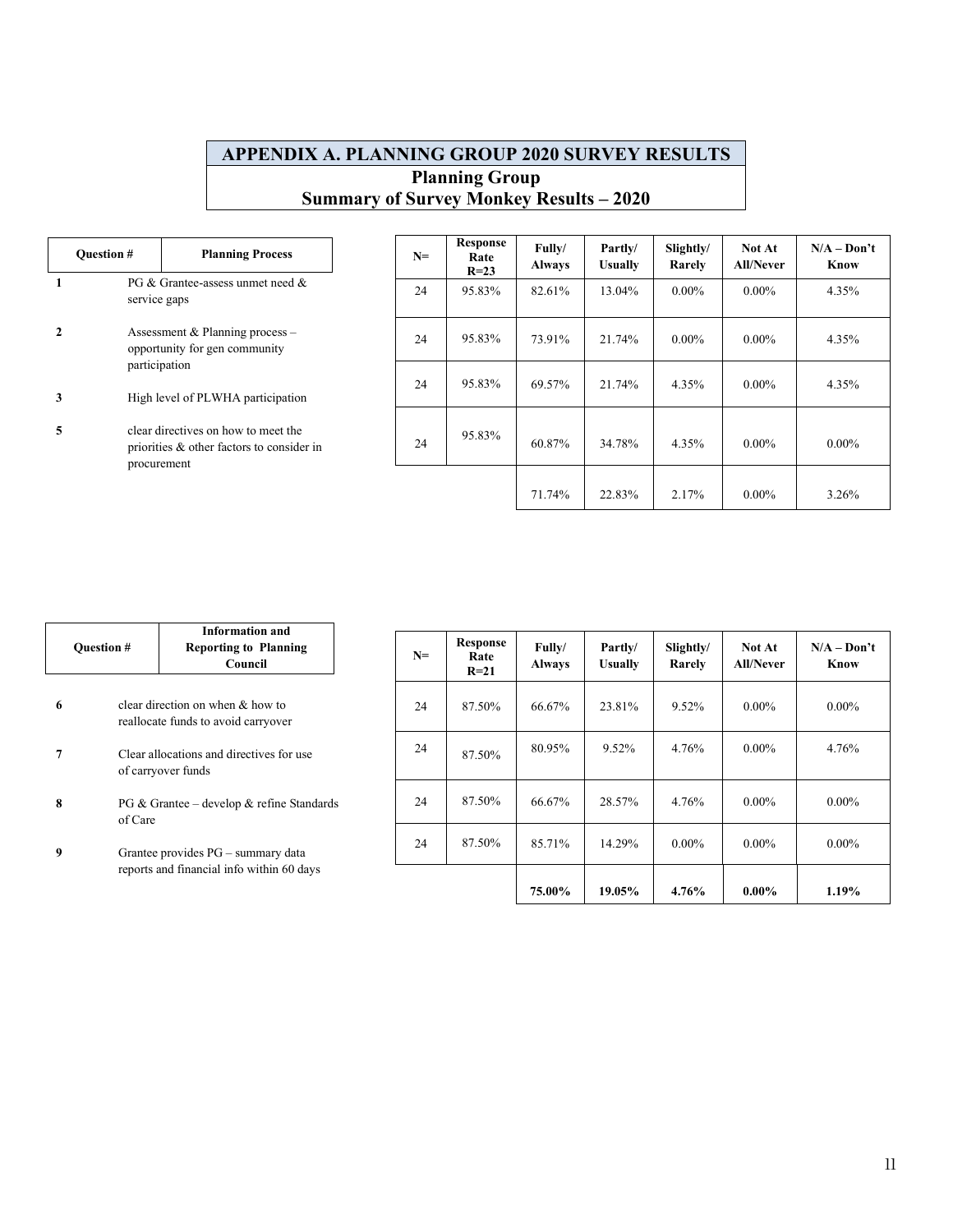# APPENDIX A. PLANNING GROUP 2020 SURVEY RESULTS

## Planning Group
## Summary of Survey Monkey Results – 2020

| Question # | Planning Process | N= | Response Rate R=23 | Fully/ Always | Partly/ Usually | Slightly/ Rarely | Not At All/Never | N/A – Don't Know |
|---|---|---|---|---|---|---|---|---|
| 1 | PG & Grantee-assess unmet need & service gaps | 24 | 95.83% | 82.61% | 13.04% | 0.00% | 0.00% | 4.35% |
| 2 | Assessment & Planning process – opportunity for gen community participation | 24 | 95.83% | 73.91% | 21.74% | 0.00% | 0.00% | 4.35% |
| 3 | High level of PLWHA participation | 24 | 95.83% | 69.57% | 21.74% | 4.35% | 0.00% | 4.35% |
| 5 | clear directives on how to meet the priorities & other factors to consider in procurement | 24 | 95.83% | 60.87% | 34.78% | 4.35% | 0.00% | 0.00% |
| | | | | 71.74% | 22.83% | 2.17% | 0.00% | 3.26% |

| Question # | Information and Reporting to Planning Council | N= | Response Rate R=21 | Fully/ Always | Partly/ Usually | Slightly/ Rarely | Not At All/Never | N/A – Don't Know |
|---|---|---|---|---|---|---|---|---|
| 6 | clear direction on when & how to reallocate funds to avoid carryover | 24 | 87.50% | 66.67% | 23.81% | 9.52% | 0.00% | 0.00% |
| 7 | Clear allocations and directives for use of carryover funds | 24 | 87.50% | 80.95% | 9.52% | 4.76% | 0.00% | 4.76% |
| 8 | PG & Grantee – develop & refine Standards of Care | 24 | 87.50% | 66.67% | 28.57% | 4.76% | 0.00% | 0.00% |
| 9 | Grantee provides PG – summary data reports and financial info within 60 days | 24 | 87.50% | 85.71% | 14.29% | 0.00% | 0.00% | 0.00% |
| | | | | **75.00%** | **19.05%** | **4.76%** | **0.00%** | **1.19%** |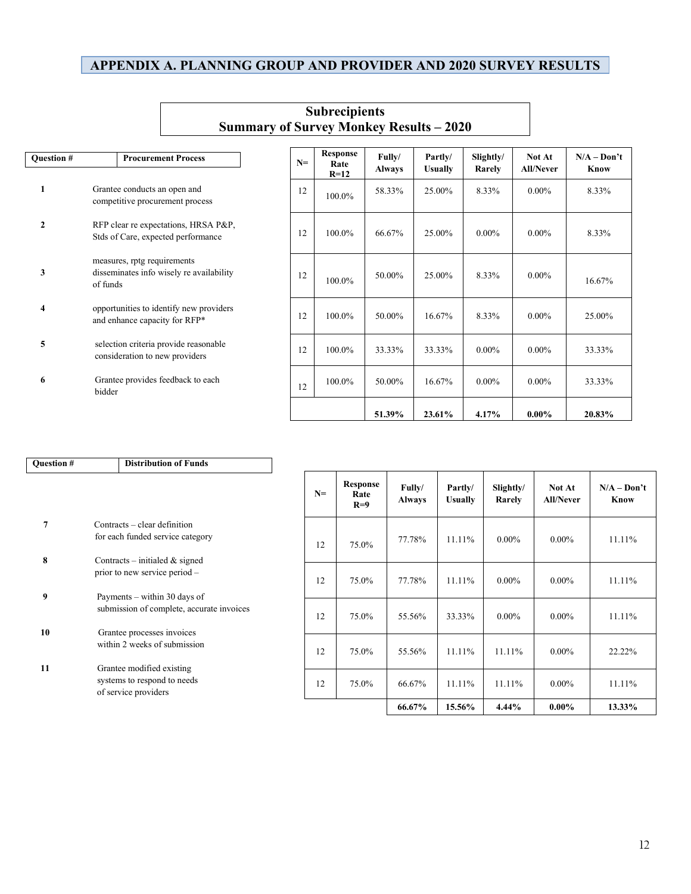# APPENDIX A. PLANNING GROUP AND PROVIDER AND 2020 SURVEY RESULTS

## Subrecipients
## Summary of Survey Monkey Results – 2020

| Question # | Procurement Process | N= | Response Rate R=12 | Fully/ Always | Partly/ Usually | Slightly/ Rarely | Not At All/Never | N/A – Don't Know |
|---|---|---|---|---|---|---|---|---|
| 1 | Grantee conducts an open and competitive procurement process | 12 | 100.0% | 58.33% | 25.00% | 8.33% | 0.00% | 8.33% |
| 2 | RFP clear re expectations, HRSA P&P, Stds of Care, expected performance measures, rptg requirements | 12 | 100.0% | 66.67% | 25.00% | 0.00% | 0.00% | 8.33% |
| 3 | disseminates info wisely re availability of funds | 12 | 100.0% | 50.00% | 25.00% | 8.33% | 0.00% | 16.67% |
| 4 | opportunities to identify new providers and enhance capacity for RFP* | 12 | 100.0% | 50.00% | 16.67% | 8.33% | 0.00% | 25.00% |
| 5 | selection criteria provide reasonable consideration to new providers | 12 | 100.0% | 33.33% | 33.33% | 0.00% | 0.00% | 33.33% |
| 6 | Grantee provides feedback to each bidder | 12 | 100.0% | 50.00% | 16.67% | 0.00% | 0.00% | 33.33% |
| | | | | **51.39%** | **23.61%** | **4.17%** | **0.00%** | **20.83%** |

| Question # | Distribution of Funds | N= | Response Rate R=9 | Fully/ Always | Partly/ Usually | Slightly/ Rarely | Not At All/Never | N/A – Don't Know |
|---|---|---|---|---|---|---|---|---|
| 7 | Contracts – clear definition for each funded service category | 12 | 75.0% | 77.78% | 11.11% | 0.00% | 0.00% | 11.11% |
| 8 | Contracts – initialed & signed prior to new service period – | 12 | 75.0% | 77.78% | 11.11% | 0.00% | 0.00% | 11.11% |
| 9 | Payments – within 30 days of submission of complete, accurate invoices | 12 | 75.0% | 55.56% | 33.33% | 0.00% | 0.00% | 11.11% |
| 10 | Grantee processes invoices within 2 weeks of submission | 12 | 75.0% | 55.56% | 11.11% | 11.11% | 0.00% | 22.22% |
| 11 | Grantee modified existing systems to respond to needs of service providers | 12 | 75.0% | 66.67% | 11.11% | 11.11% | 0.00% | 11.11% |
| | | | | **66.67%** | **15.56%** | **4.44%** | **0.00%** | **13.33%** |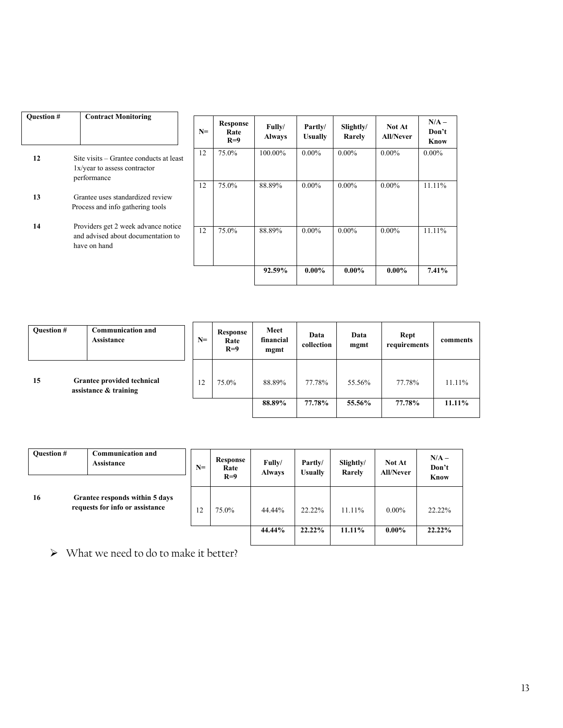| Question # | Contract Monitoring | N= | Response Rate R=9 | Fully/ Always | Partly/ Usually | Slightly/ Rarely | Not At All/Never | N/A – Don't Know |
|---|---|---|---|---|---|---|---|---|
| 12 | Site visits – Grantee conducts at least 1x/year to assess contractor performance | 12 | 75.0% | 100.00% | 0.00% | 0.00% | 0.00% | 0.00% |
| 13 | Grantee uses standardized review Process and info gathering tools | 12 | 75.0% | 88.89% | 0.00% | 0.00% | 0.00% | 11.11% |
| 14 | Providers get 2 week advance notice and advised about documentation to have on hand | 12 | 75.0% | 88.89% | 0.00% | 0.00% | 0.00% | 11.11% |
| | | | | **92.59%** | **0.00%** | **0.00%** | **0.00%** | **7.41%** |

| Question # | Communication and Assistance | N= | Response Rate R=9 | Meet financial mgmt | Data collection | Data mgmt | Rept requirements | comments |
|---|---|---|---|---|---|---|---|---|
| 15 | **Grantee provided technical assistance & training** | 12 | 75.0% | 88.89% | 77.78% | 55.56% | 77.78% | 11.11% |
| | | | | **88.89%** | **77.78%** | **55.56%** | **77.78%** | **11.11%** |

| Question # | Communication and Assistance | N= | Response Rate R=9 | Fully/ Always | Partly/ Usually | Slightly/ Rarely | Not At All/Never | N/A – Don't Know |
|---|---|---|---|---|---|---|---|---|
| 16 | **Grantee responds within 5 days requests for info or assistance** | 12 | 75.0% | 44.44% | 22.22% | 11.11% | 0.00% | 22.22% |
| | | | | **44.44%** | **22.22%** | **11.11%** | **0.00%** | **22.22%** |

- What we need to do to make it better?